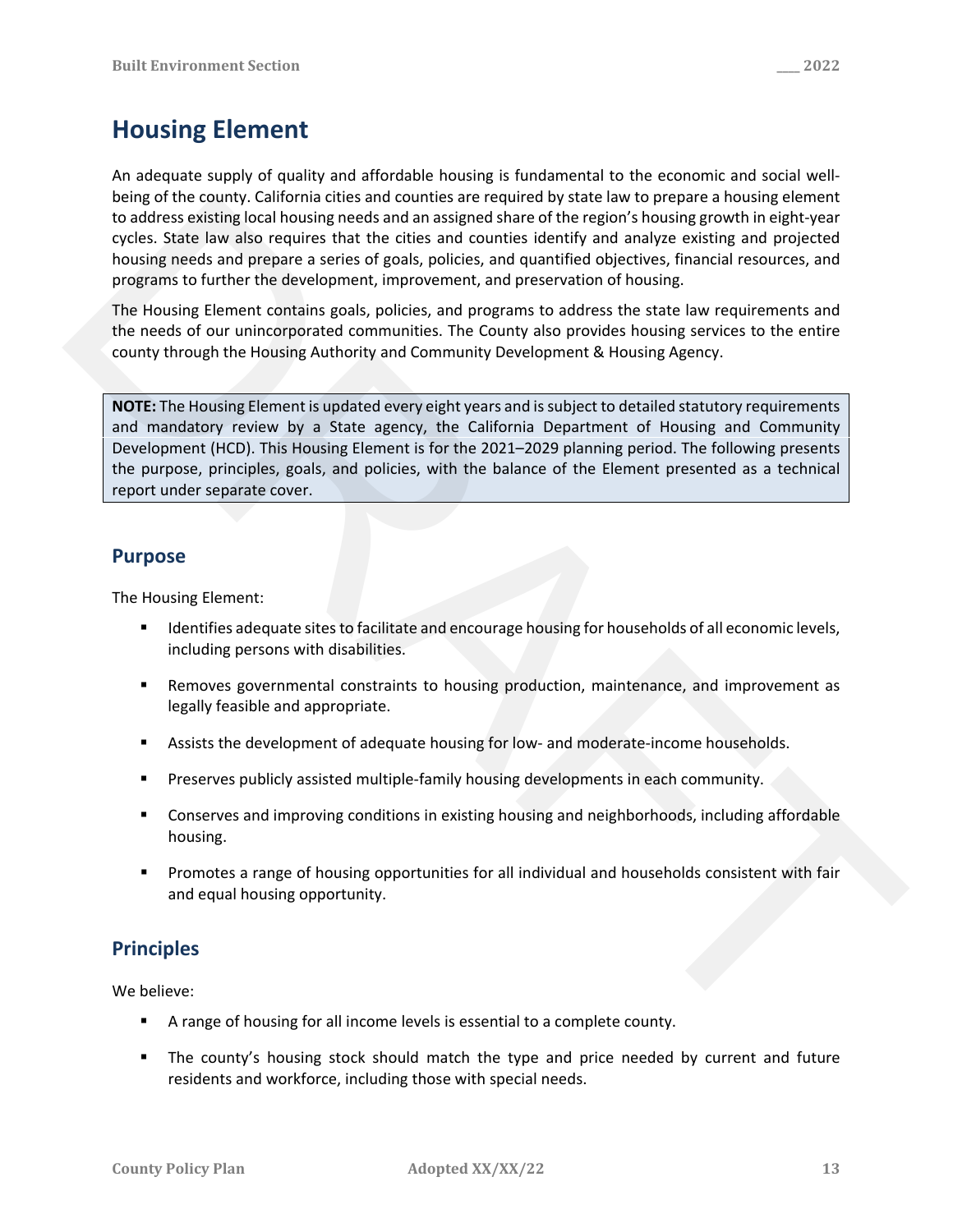# Housing Element

An adequate supply of quality and affordable housing is fundamental to the economic and social well-being of the county. California cities and counties are required by state law to prepare a housing element to address existing local housing needs and an assigned share of the region's housing growth in eight-year cycles. State law also requires that the cities and counties identify and analyze existing and projected housing needs and prepare a series of goals, policies, and quantified objectives, financial resources, and programs to further the development, improvement, and preservation of housing.

The Housing Element contains goals, policies, and programs to address the state law requirements and the needs of our unincorporated communities. The County also provides housing services to the entire county through the Housing Authority and Community Development & Housing Agency.

**NOTE:** The Housing Element is updated every eight years and is subject to detailed statutory requirements and mandatory review by a State agency, the California Department of Housing and Community Development (HCD). This Housing Element is for the 2021–2029 planning period. The following presents the purpose, principles, goals, and policies, with the balance of the Element presented as a technical report under separate cover.

## Purpose

The Housing Element:

- Identifies adequate sites to facilitate and encourage housing for households of all economic levels, including persons with disabilities.
- Removes governmental constraints to housing production, maintenance, and improvement as legally feasible and appropriate.
- Assists the development of adequate housing for low- and moderate-income households.
- Preserves publicly assisted multiple-family housing developments in each community.
- Conserves and improving conditions in existing housing and neighborhoods, including affordable housing.
- Promotes a range of housing opportunities for all individual and households consistent with fair and equal housing opportunity.

## Principles

We believe:

- A range of housing for all income levels is essential to a complete county.
- The county's housing stock should match the type and price needed by current and future residents and workforce, including those with special needs.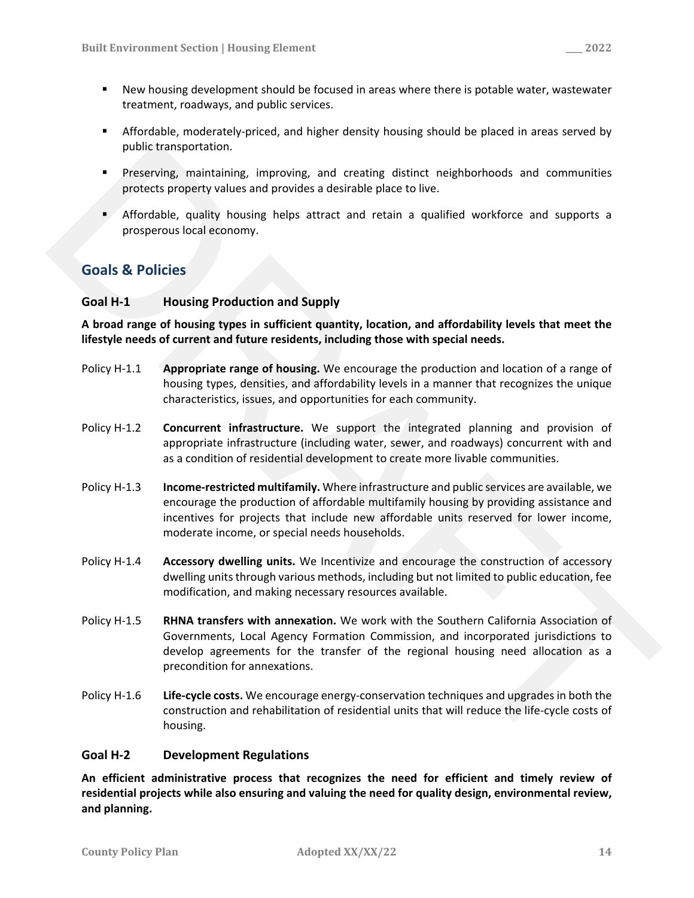- New housing development should be focused in areas where there is potable water, wastewater treatment, roadways, and public services.
- Affordable, moderately-priced, and higher density housing should be placed in areas served by public transportation.
- Preserving, maintaining, improving, and creating distinct neighborhoods and communities protects property values and provides a desirable place to live.
- Affordable, quality housing helps attract and retain a qualified workforce and supports a prosperous local economy.

## Goals & Policies

### Goal H-1 Housing Production and Supply

**A broad range of housing types in sufficient quantity, location, and affordability levels that meet the lifestyle needs of current and future residents, including those with special needs.**

Policy H-1.1 **Appropriate range of housing.** We encourage the production and location of a range of housing types, densities, and affordability levels in a manner that recognizes the unique characteristics, issues, and opportunities for each community.

Policy H-1.2 **Concurrent infrastructure.** We support the integrated planning and provision of appropriate infrastructure (including water, sewer, and roadways) concurrent with and as a condition of residential development to create more livable communities.

Policy H-1.3 **Income-restricted multifamily.** Where infrastructure and public services are available, we encourage the production of affordable multifamily housing by providing assistance and incentives for projects that include new affordable units reserved for lower income, moderate income, or special needs households.

Policy H-1.4 **Accessory dwelling units.** We Incentivize and encourage the construction of accessory dwelling units through various methods, including but not limited to public education, fee modification, and making necessary resources available.

Policy H-1.5 **RHNA transfers with annexation.** We work with the Southern California Association of Governments, Local Agency Formation Commission, and incorporated jurisdictions to develop agreements for the transfer of the regional housing need allocation as a precondition for annexations.

Policy H-1.6 **Life-cycle costs.** We encourage energy-conservation techniques and upgrades in both the construction and rehabilitation of residential units that will reduce the life-cycle costs of housing.

### Goal H-2 Development Regulations

**An efficient administrative process that recognizes the need for efficient and timely review of residential projects while also ensuring and valuing the need for quality design, environmental review, and planning.**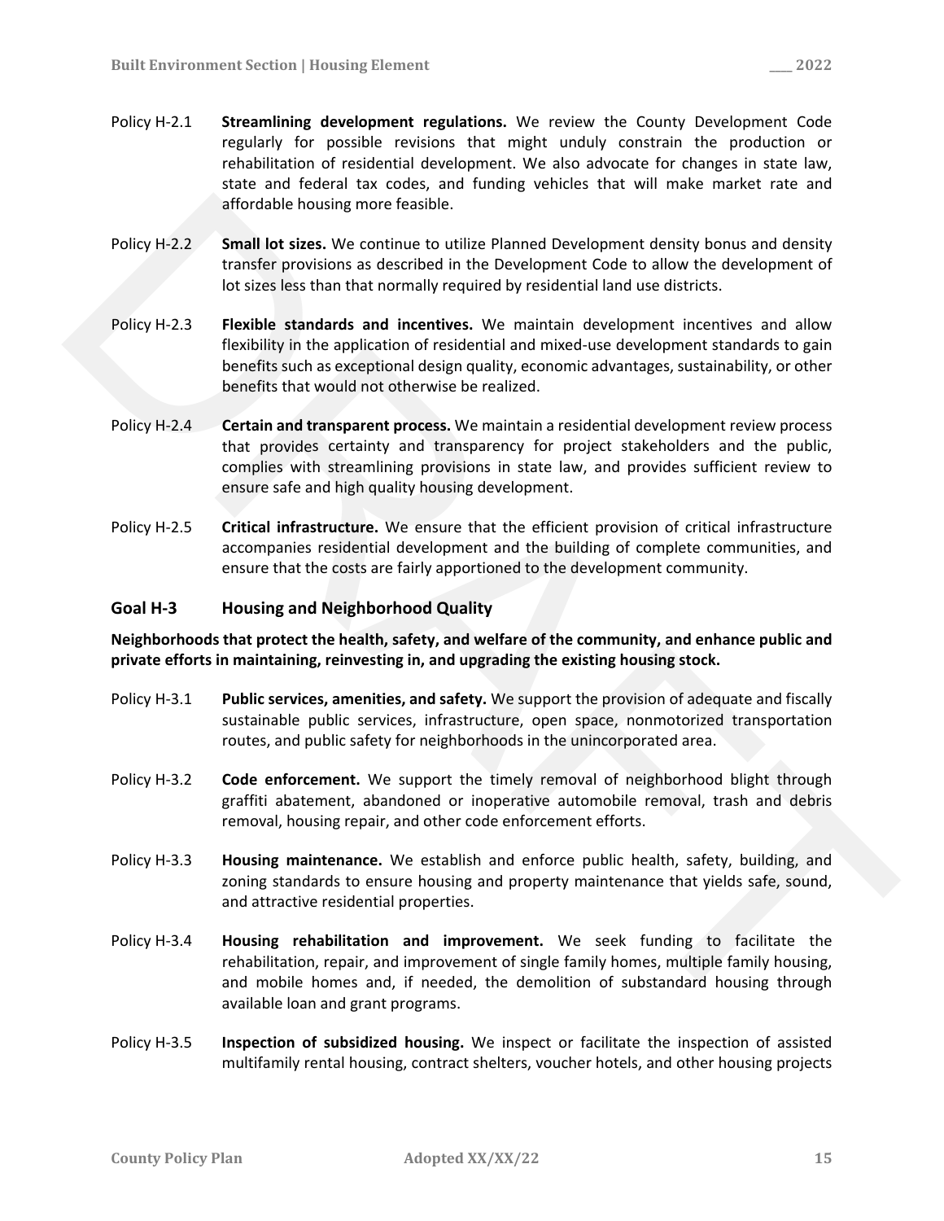Policy H-2.1 **Streamlining development regulations.** We review the County Development Code regularly for possible revisions that might unduly constrain the production or rehabilitation of residential development. We also advocate for changes in state law, state and federal tax codes, and funding vehicles that will make market rate and affordable housing more feasible.

Policy H-2.2 **Small lot sizes.** We continue to utilize Planned Development density bonus and density transfer provisions as described in the Development Code to allow the development of lot sizes less than that normally required by residential land use districts.

Policy H-2.3 **Flexible standards and incentives.** We maintain development incentives and allow flexibility in the application of residential and mixed-use development standards to gain benefits such as exceptional design quality, economic advantages, sustainability, or other benefits that would not otherwise be realized.

Policy H-2.4 **Certain and transparent process.** We maintain a residential development review process that provides certainty and transparency for project stakeholders and the public, complies with streamlining provisions in state law, and provides sufficient review to ensure safe and high quality housing development.

Policy H-2.5 **Critical infrastructure.** We ensure that the efficient provision of critical infrastructure accompanies residential development and the building of complete communities, and ensure that the costs are fairly apportioned to the development community.

## Goal H-3 Housing and Neighborhood Quality

**Neighborhoods that protect the health, safety, and welfare of the community, and enhance public and private efforts in maintaining, reinvesting in, and upgrading the existing housing stock.**

Policy H-3.1 **Public services, amenities, and safety.** We support the provision of adequate and fiscally sustainable public services, infrastructure, open space, nonmotorized transportation routes, and public safety for neighborhoods in the unincorporated area.

Policy H-3.2 **Code enforcement.** We support the timely removal of neighborhood blight through graffiti abatement, abandoned or inoperative automobile removal, trash and debris removal, housing repair, and other code enforcement efforts.

Policy H-3.3 **Housing maintenance.** We establish and enforce public health, safety, building, and zoning standards to ensure housing and property maintenance that yields safe, sound, and attractive residential properties.

Policy H-3.4 **Housing rehabilitation and improvement.** We seek funding to facilitate the rehabilitation, repair, and improvement of single family homes, multiple family housing, and mobile homes and, if needed, the demolition of substandard housing through available loan and grant programs.

Policy H-3.5 **Inspection of subsidized housing.** We inspect or facilitate the inspection of assisted multifamily rental housing, contract shelters, voucher hotels, and other housing projects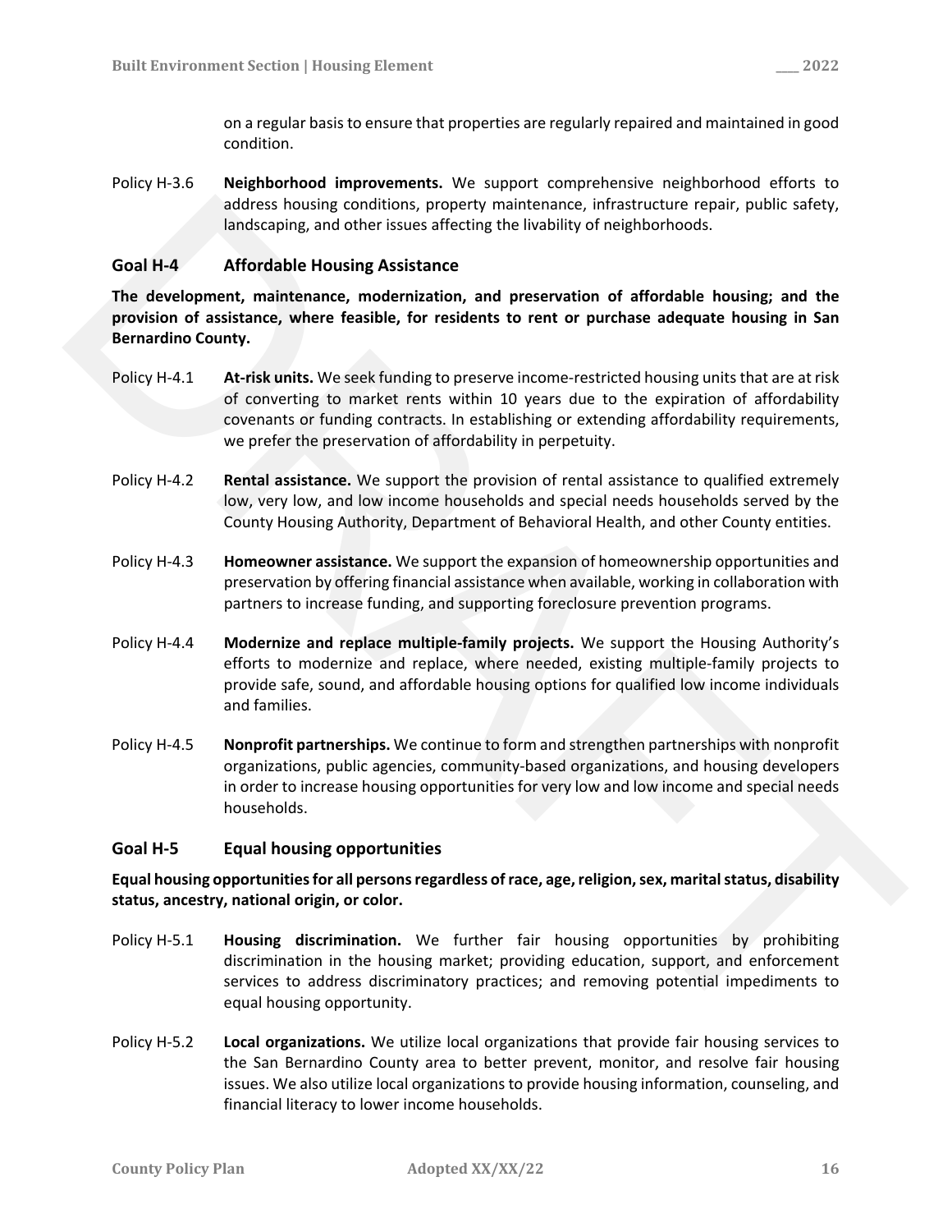on a regular basis to ensure that properties are regularly repaired and maintained in good condition.

Policy H-3.6 **Neighborhood improvements.** We support comprehensive neighborhood efforts to address housing conditions, property maintenance, infrastructure repair, public safety, landscaping, and other issues affecting the livability of neighborhoods.

## Goal H-4 Affordable Housing Assistance

**The development, maintenance, modernization, and preservation of affordable housing; and the provision of assistance, where feasible, for residents to rent or purchase adequate housing in San Bernardino County.**

Policy H-4.1 **At-risk units.** We seek funding to preserve income-restricted housing units that are at risk of converting to market rents within 10 years due to the expiration of affordability covenants or funding contracts. In establishing or extending affordability requirements, we prefer the preservation of affordability in perpetuity.

Policy H-4.2 **Rental assistance.** We support the provision of rental assistance to qualified extremely low, very low, and low income households and special needs households served by the County Housing Authority, Department of Behavioral Health, and other County entities.

Policy H-4.3 **Homeowner assistance.** We support the expansion of homeownership opportunities and preservation by offering financial assistance when available, working in collaboration with partners to increase funding, and supporting foreclosure prevention programs.

Policy H-4.4 **Modernize and replace multiple-family projects.** We support the Housing Authority's efforts to modernize and replace, where needed, existing multiple-family projects to provide safe, sound, and affordable housing options for qualified low income individuals and families.

Policy H-4.5 **Nonprofit partnerships.** We continue to form and strengthen partnerships with nonprofit organizations, public agencies, community-based organizations, and housing developers in order to increase housing opportunities for very low and low income and special needs households.

## Goal H-5 Equal housing opportunities

**Equal housing opportunities for all persons regardless of race, age, religion, sex, marital status, disability status, ancestry, national origin, or color.**

Policy H-5.1 **Housing discrimination.** We further fair housing opportunities by prohibiting discrimination in the housing market; providing education, support, and enforcement services to address discriminatory practices; and removing potential impediments to equal housing opportunity.

Policy H-5.2 **Local organizations.** We utilize local organizations that provide fair housing services to the San Bernardino County area to better prevent, monitor, and resolve fair housing issues. We also utilize local organizations to provide housing information, counseling, and financial literacy to lower income households.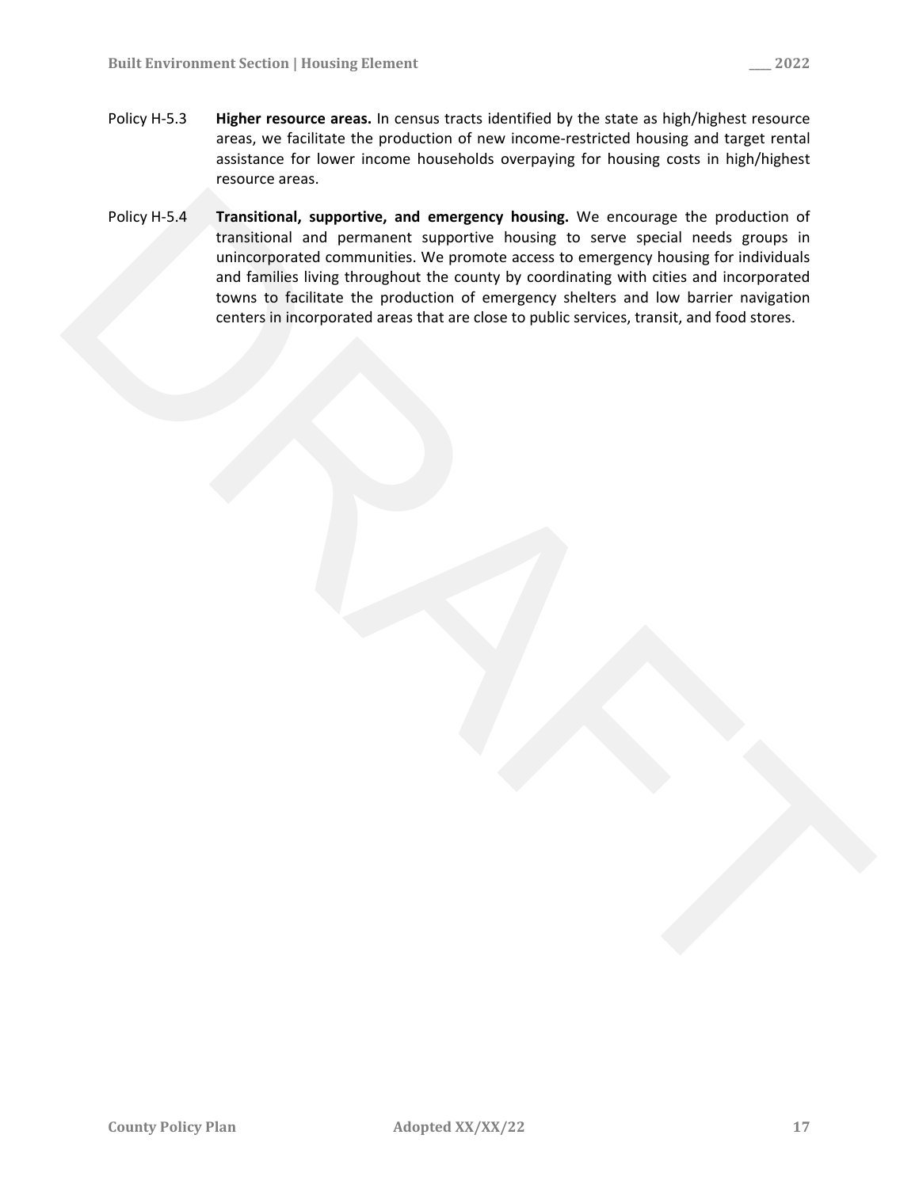Policy H-5.3 **Higher resource areas.** In census tracts identified by the state as high/highest resource areas, we facilitate the production of new income-restricted housing and target rental assistance for lower income households overpaying for housing costs in high/highest resource areas.

Policy H-5.4 **Transitional, supportive, and emergency housing.** We encourage the production of transitional and permanent supportive housing to serve special needs groups in unincorporated communities. We promote access to emergency housing for individuals and families living throughout the county by coordinating with cities and incorporated towns to facilitate the production of emergency shelters and low barrier navigation centers in incorporated areas that are close to public services, transit, and food stores.